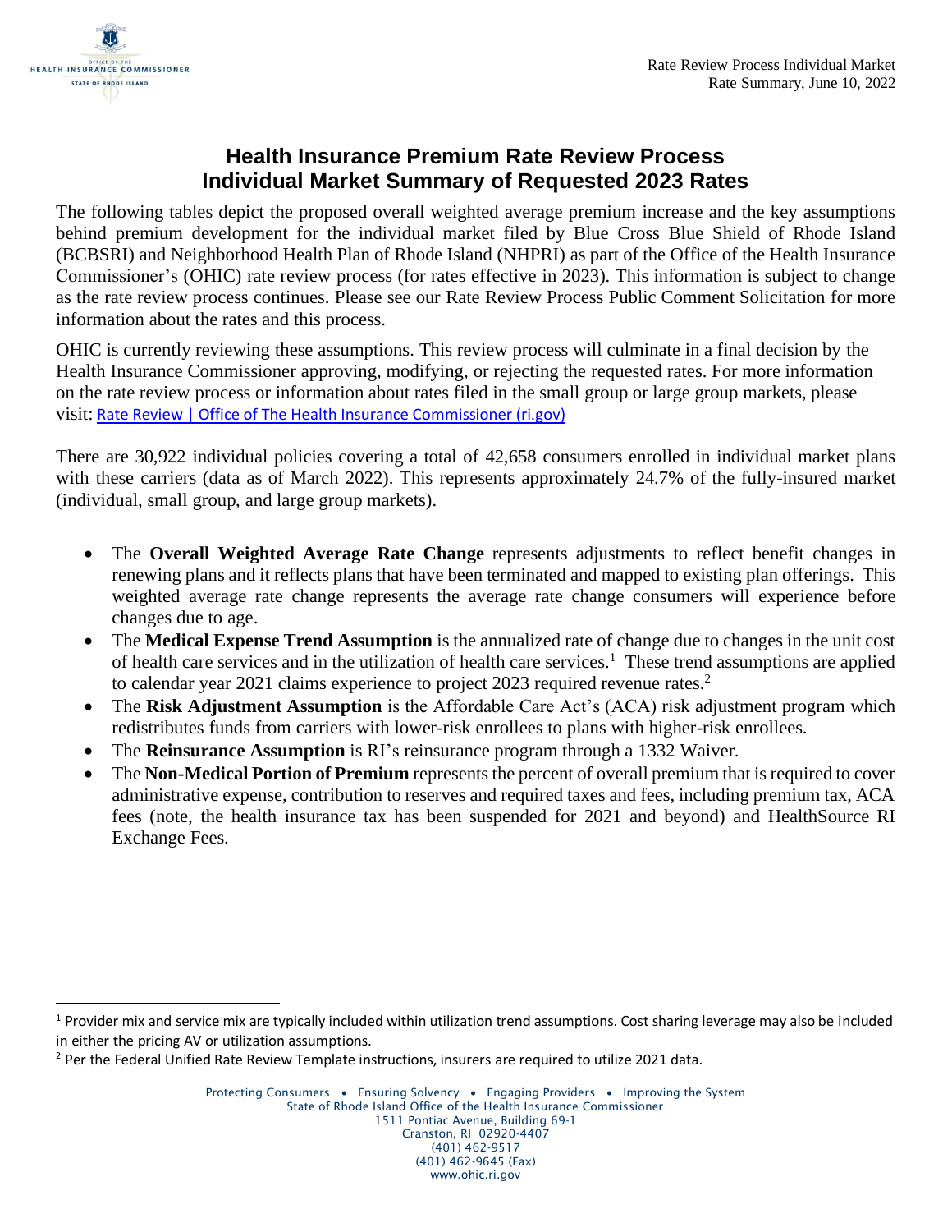# Health Insurance Premium Rate Review Process
# Individual Market Summary of Requested 2023 Rates

The following tables depict the proposed overall weighted average premium increase and the key assumptions behind premium development for the individual market filed by Blue Cross Blue Shield of Rhode Island (BCBSRI) and Neighborhood Health Plan of Rhode Island (NHPRI) as part of the Office of the Health Insurance Commissioner's (OHIC) rate review process (for rates effective in 2023). This information is subject to change as the rate review process continues. Please see our Rate Review Process Public Comment Solicitation for more information about the rates and this process.

OHIC is currently reviewing these assumptions. This review process will culminate in a final decision by the Health Insurance Commissioner approving, modifying, or rejecting the requested rates. For more information on the rate review process or information about rates filed in the small group or large group markets, please visit: [Rate Review | Office of The Health Insurance Commissioner (ri.gov)](Rate Review | Office of The Health Insurance Commissioner (ri.gov))

There are 30,922 individual policies covering a total of 42,658 consumers enrolled in individual market plans with these carriers (data as of March 2022). This represents approximately 24.7% of the fully-insured market (individual, small group, and large group markets).

- The **Overall Weighted Average Rate Change** represents adjustments to reflect benefit changes in renewing plans and it reflects plans that have been terminated and mapped to existing plan offerings. This weighted average rate change represents the average rate change consumers will experience before changes due to age.
- The **Medical Expense Trend Assumption** is the annualized rate of change due to changes in the unit cost of health care services and in the utilization of health care services.[1] These trend assumptions are applied to calendar year 2021 claims experience to project 2023 required revenue rates.[2]
- The **Risk Adjustment Assumption** is the Affordable Care Act's (ACA) risk adjustment program which redistributes funds from carriers with lower-risk enrollees to plans with higher-risk enrollees.
- The **Reinsurance Assumption** is RI's reinsurance program through a 1332 Waiver.
- The **Non-Medical Portion of Premium** represents the percent of overall premium that is required to cover administrative expense, contribution to reserves and required taxes and fees, including premium tax, ACA fees (note, the health insurance tax has been suspended for 2021 and beyond) and HealthSource RI Exchange Fees.

---

[1] Provider mix and service mix are typically included within utilization trend assumptions. Cost sharing leverage may also be included in either the pricing AV or utilization assumptions.

[2] Per the Federal Unified Rate Review Template instructions, insurers are required to utilize 2021 data.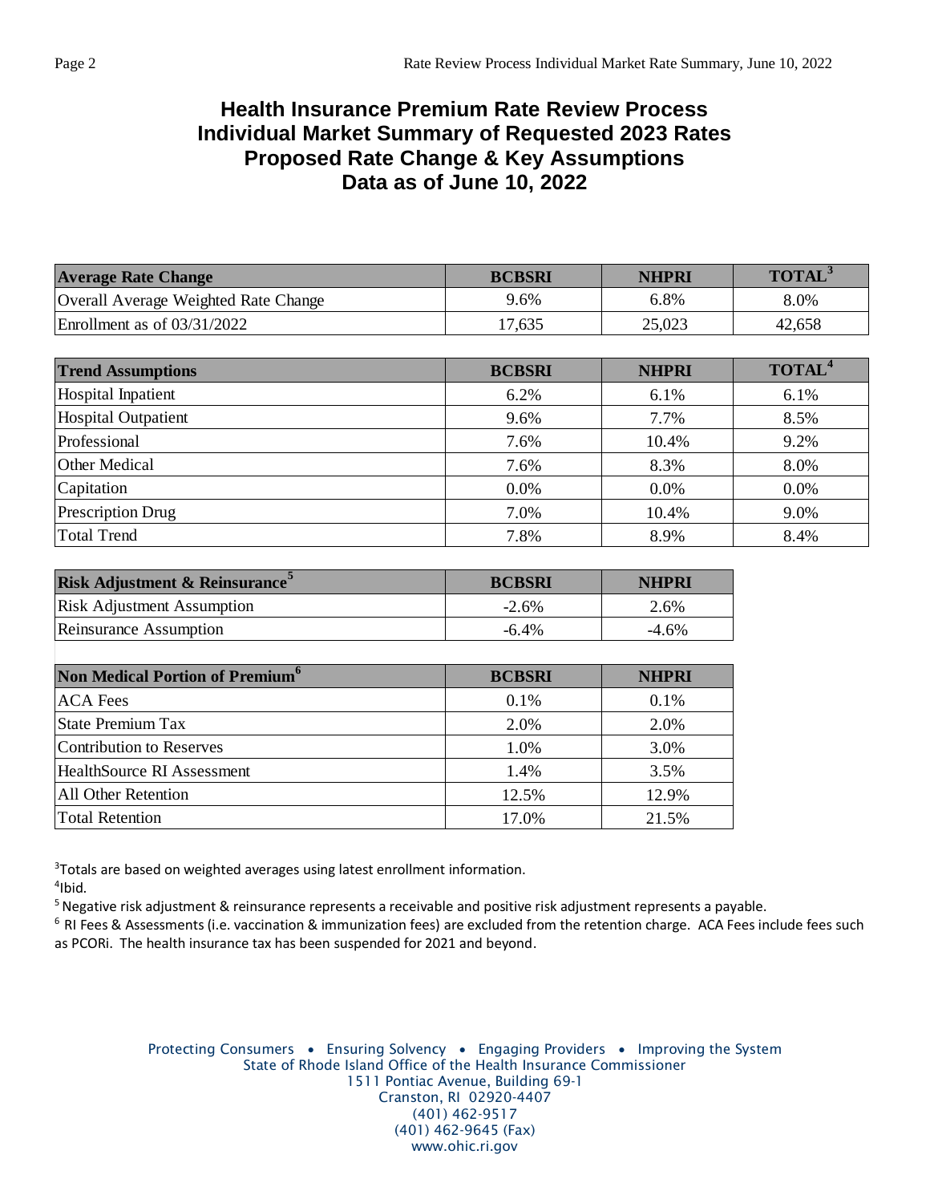# Health Insurance Premium Rate Review Process
# Individual Market Summary of Requested 2023 Rates
# Proposed Rate Change & Key Assumptions
# Data as of June 10, 2022

| Average Rate Change | BCBSRI | NHPRI | TOTAL[3] |
|---|---|---|---|
| Overall Average Weighted Rate Change | 9.6% | 6.8% | 8.0% |
| Enrollment as of 03/31/2022 | 17,635 | 25,023 | 42,658 |

| Trend Assumptions | BCBSRI | NHPRI | TOTAL[4] |
|---|---|---|---|
| Hospital Inpatient | 6.2% | 6.1% | 6.1% |
| Hospital Outpatient | 9.6% | 7.7% | 8.5% |
| Professional | 7.6% | 10.4% | 9.2% |
| Other Medical | 7.6% | 8.3% | 8.0% |
| Capitation | 0.0% | 0.0% | 0.0% |
| Prescription Drug | 7.0% | 10.4% | 9.0% |
| Total Trend | 7.8% | 8.9% | 8.4% |

| Risk Adjustment & Reinsurance[5] | BCBSRI | NHPRI |
|---|---|---|
| Risk Adjustment Assumption | -2.6% | 2.6% |
| Reinsurance Assumption | -6.4% | -4.6% |

| Non Medical Portion of Premium[6] | BCBSRI | NHPRI |
|---|---|---|
| ACA Fees | 0.1% | 0.1% |
| State Premium Tax | 2.0% | 2.0% |
| Contribution to Reserves | 1.0% | 3.0% |
| HealthSource RI Assessment | 1.4% | 3.5% |
| All Other Retention | 12.5% | 12.9% |
| Total Retention | 17.0% | 21.5% |

[3] Totals are based on weighted averages using latest enrollment information.

[4] Ibid.

[5] Negative risk adjustment & reinsurance represents a receivable and positive risk adjustment represents a payable.

[6] RI Fees & Assessments (i.e. vaccination & immunization fees) are excluded from the retention charge. ACA Fees include fees such as PCORi. The health insurance tax has been suspended for 2021 and beyond.

Protecting Consumers • Ensuring Solvency • Engaging Providers • Improving the System
State of Rhode Island Office of the Health Insurance Commissioner
1511 Pontiac Avenue, Building 69-1
Cranston, RI 02920-4407
(401) 462-9517
(401) 462-9645 (Fax)
www.ohic.ri.gov